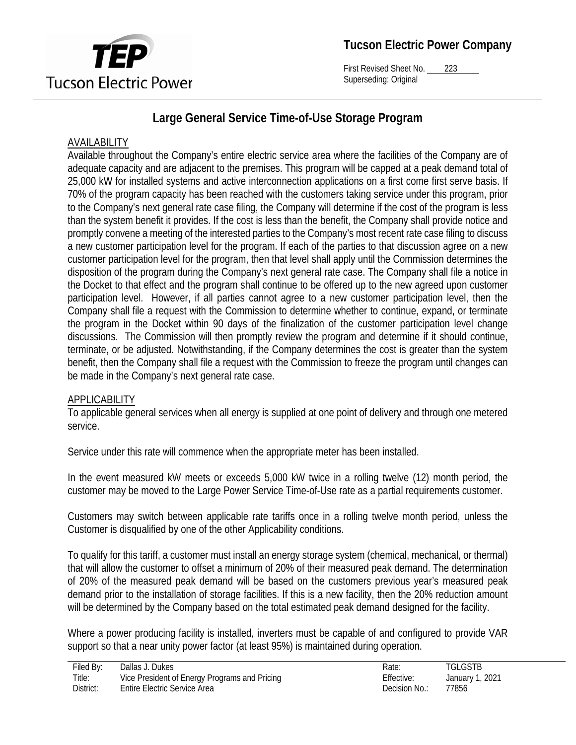**Tucson Electric Power Company**

First Revised Sheet No. 223
Superseding: Original

# Large General Service Time-of-Use Storage Program

## AVAILABILITY

Available throughout the Company's entire electric service area where the facilities of the Company are of adequate capacity and are adjacent to the premises. This program will be capped at a peak demand total of 25,000 kW for installed systems and active interconnection applications on a first come first serve basis. If 70% of the program capacity has been reached with the customers taking service under this program, prior to the Company's next general rate case filing, the Company will determine if the cost of the program is less than the system benefit it provides. If the cost is less than the benefit, the Company shall provide notice and promptly convene a meeting of the interested parties to the Company's most recent rate case filing to discuss a new customer participation level for the program. If each of the parties to that discussion agree on a new customer participation level for the program, then that level shall apply until the Commission determines the disposition of the program during the Company's next general rate case. The Company shall file a notice in the Docket to that effect and the program shall continue to be offered up to the new agreed upon customer participation level. However, if all parties cannot agree to a new customer participation level, then the Company shall file a request with the Commission to determine whether to continue, expand, or terminate the program in the Docket within 90 days of the finalization of the customer participation level change discussions. The Commission will then promptly review the program and determine if it should continue, terminate, or be adjusted. Notwithstanding, if the Company determines the cost is greater than the system benefit, then the Company shall file a request with the Commission to freeze the program until changes can be made in the Company's next general rate case.

## APPLICABILITY

To applicable general services when all energy is supplied at one point of delivery and through one metered service.

Service under this rate will commence when the appropriate meter has been installed.

In the event measured kW meets or exceeds 5,000 kW twice in a rolling twelve (12) month period, the customer may be moved to the Large Power Service Time-of-Use rate as a partial requirements customer.

Customers may switch between applicable rate tariffs once in a rolling twelve month period, unless the Customer is disqualified by one of the other Applicability conditions.

To qualify for this tariff, a customer must install an energy storage system (chemical, mechanical, or thermal) that will allow the customer to offset a minimum of 20% of their measured peak demand. The determination of 20% of the measured peak demand will be based on the customers previous year's measured peak demand prior to the installation of storage facilities. If this is a new facility, then the 20% reduction amount will be determined by the Company based on the total estimated peak demand designed for the facility.

Where a power producing facility is installed, inverters must be capable of and configured to provide VAR support so that a near unity power factor (at least 95%) is maintained during operation.

| | | | |
|---|---|---|---|
| Filed By: | Dallas J. Dukes | Rate: | TGLGSTB |
| Title: | Vice President of Energy Programs and Pricing | Effective: | January 1, 2021 |
| District: | Entire Electric Service Area | Decision No.: | 77856 |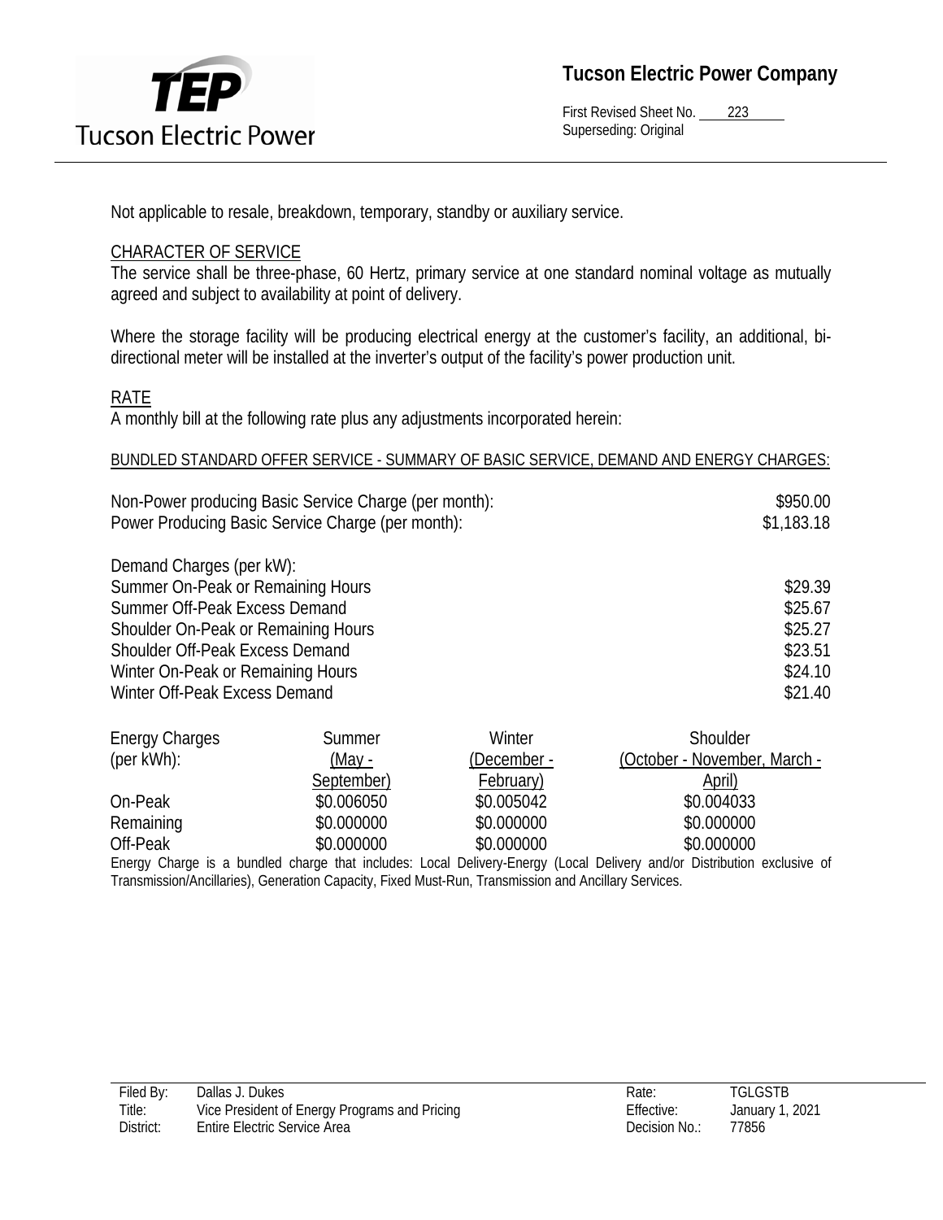Not applicable to resale, breakdown, temporary, standby or auxiliary service.

## CHARACTER OF SERVICE

The service shall be three-phase, 60 Hertz, primary service at one standard nominal voltage as mutually agreed and subject to availability at point of delivery.

Where the storage facility will be producing electrical energy at the customer's facility, an additional, bi-directional meter will be installed at the inverter's output of the facility's power production unit.

## RATE

A monthly bill at the following rate plus any adjustments incorporated herein:

BUNDLED STANDARD OFFER SERVICE - SUMMARY OF BASIC SERVICE, DEMAND AND ENERGY CHARGES:

| | |
|---|---|
| Non-Power producing Basic Service Charge (per month): | $950.00 |
| Power Producing Basic Service Charge (per month): | $1,183.18 |

| Demand Charges (per kW): | |
|---|---|
| Summer On-Peak or Remaining Hours | $29.39 |
| Summer Off-Peak Excess Demand | $25.67 |
| Shoulder On-Peak or Remaining Hours | $25.27 |
| Shoulder Off-Peak Excess Demand | $23.51 |
| Winter On-Peak or Remaining Hours | $24.10 |
| Winter Off-Peak Excess Demand | $21.40 |

| Energy Charges (per kWh): | Summer (May - September) | Winter (December - February) | Shoulder (October - November, March - April) |
|---|---|---|---|
| On-Peak | $0.006050 | $0.005042 | $0.004033 |
| Remaining | $0.000000 | $0.000000 | $0.000000 |
| Off-Peak | $0.000000 | $0.000000 | $0.000000 |

Energy Charge is a bundled charge that includes: Local Delivery-Energy (Local Delivery and/or Distribution exclusive of Transmission/Ancillaries), Generation Capacity, Fixed Must-Run, Transmission and Ancillary Services.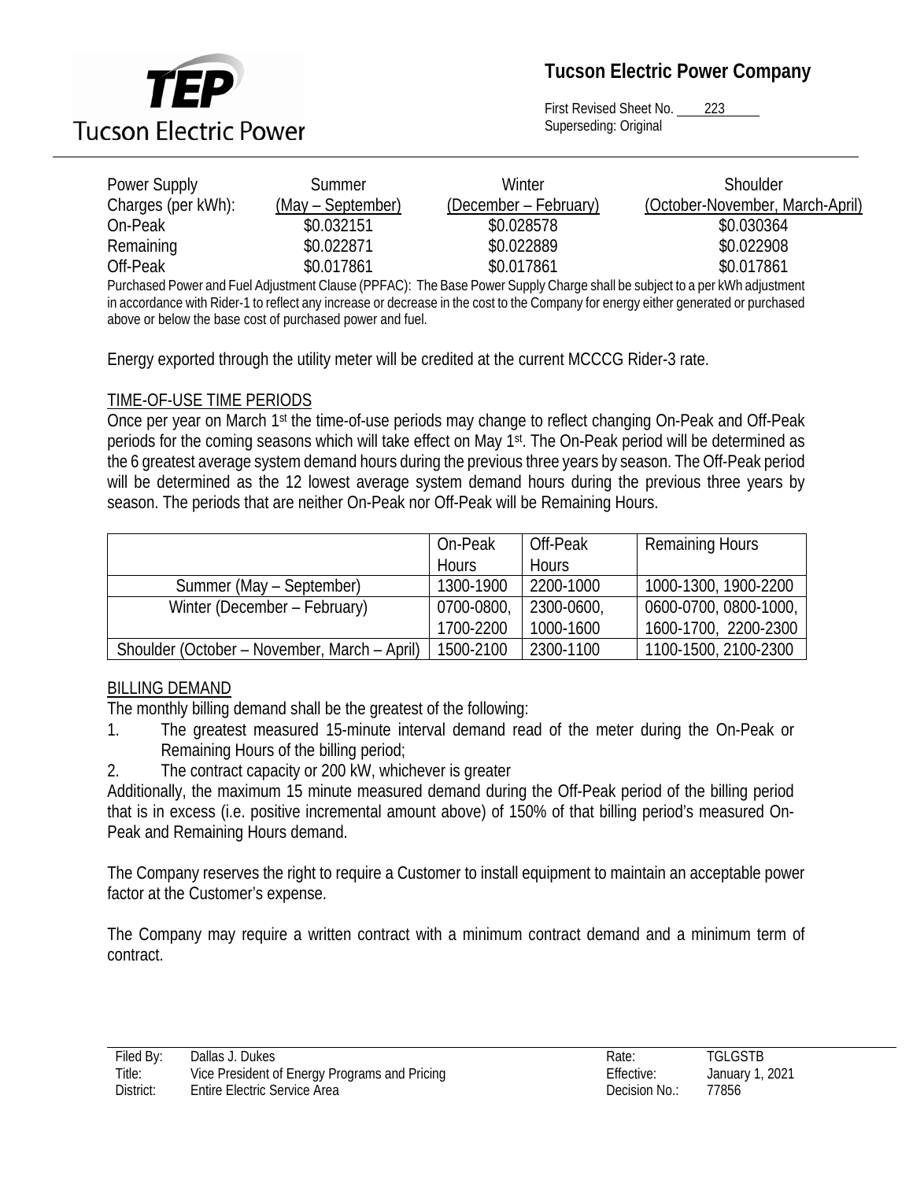| Power Supply Charges (per kWh): | Summer (May – September) | Winter (December – February) | Shoulder (October-November, March-April) |
|---|---|---|---|
| On-Peak | $0.032151 | $0.028578 | $0.030364 |
| Remaining | $0.022871 | $0.022889 | $0.022908 |
| Off-Peak | $0.017861 | $0.017861 | $0.017861 |

Purchased Power and Fuel Adjustment Clause (PPFAC): The Base Power Supply Charge shall be subject to a per kWh adjustment in accordance with Rider-1 to reflect any increase or decrease in the cost to the Company for energy either generated or purchased above or below the base cost of purchased power and fuel.

Energy exported through the utility meter will be credited at the current MCCCG Rider-3 rate.

## TIME-OF-USE TIME PERIODS

Once per year on March 1st the time-of-use periods may change to reflect changing On-Peak and Off-Peak periods for the coming seasons which will take effect on May 1st. The On-Peak period will be determined as the 6 greatest average system demand hours during the previous three years by season. The Off-Peak period will be determined as the 12 lowest average system demand hours during the previous three years by season. The periods that are neither On-Peak nor Off-Peak will be Remaining Hours.

| | On-Peak Hours | Off-Peak Hours | Remaining Hours |
|---|---|---|---|
| Summer (May – September) | 1300-1900 | 2200-1000 | 1000-1300, 1900-2200 |
| Winter (December – February) | 0700-0800, 1700-2200 | 2300-0600, 1000-1600 | 0600-0700, 0800-1000, 1600-1700, 2200-2300 |
| Shoulder (October – November, March – April) | 1500-2100 | 2300-1100 | 1100-1500, 2100-2300 |

## BILLING DEMAND

The monthly billing demand shall be the greatest of the following:

1. The greatest measured 15-minute interval demand read of the meter during the On-Peak or Remaining Hours of the billing period;
2. The contract capacity or 200 kW, whichever is greater

Additionally, the maximum 15 minute measured demand during the Off-Peak period of the billing period that is in excess (i.e. positive incremental amount above) of 150% of that billing period's measured On-Peak and Remaining Hours demand.

The Company reserves the right to require a Customer to install equipment to maintain an acceptable power factor at the Customer's expense.

The Company may require a written contract with a minimum contract demand and a minimum term of contract.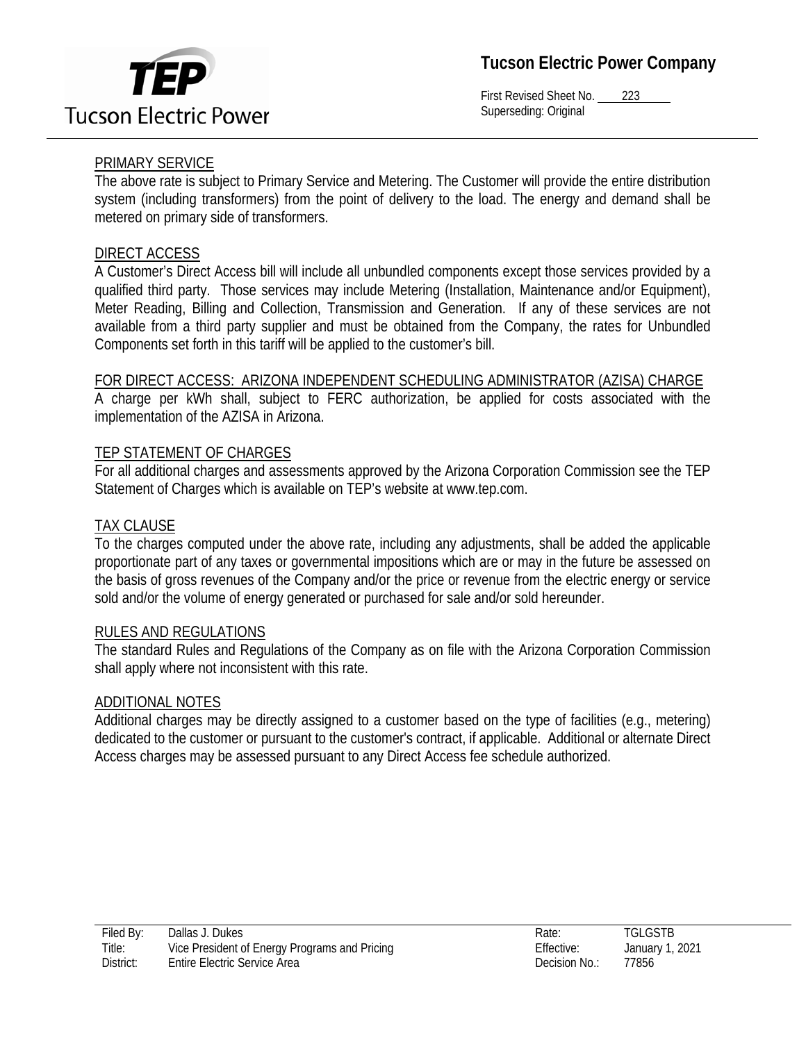## PRIMARY SERVICE

The above rate is subject to Primary Service and Metering. The Customer will provide the entire distribution system (including transformers) from the point of delivery to the load. The energy and demand shall be metered on primary side of transformers.

## DIRECT ACCESS

A Customer's Direct Access bill will include all unbundled components except those services provided by a qualified third party. Those services may include Metering (Installation, Maintenance and/or Equipment), Meter Reading, Billing and Collection, Transmission and Generation. If any of these services are not available from a third party supplier and must be obtained from the Company, the rates for Unbundled Components set forth in this tariff will be applied to the customer's bill.

## FOR DIRECT ACCESS: ARIZONA INDEPENDENT SCHEDULING ADMINISTRATOR (AZISA) CHARGE

A charge per kWh shall, subject to FERC authorization, be applied for costs associated with the implementation of the AZISA in Arizona.

## TEP STATEMENT OF CHARGES

For all additional charges and assessments approved by the Arizona Corporation Commission see the TEP Statement of Charges which is available on TEP's website at www.tep.com.

## TAX CLAUSE

To the charges computed under the above rate, including any adjustments, shall be added the applicable proportionate part of any taxes or governmental impositions which are or may in the future be assessed on the basis of gross revenues of the Company and/or the price or revenue from the electric energy or service sold and/or the volume of energy generated or purchased for sale and/or sold hereunder.

## RULES AND REGULATIONS

The standard Rules and Regulations of the Company as on file with the Arizona Corporation Commission shall apply where not inconsistent with this rate.

## ADDITIONAL NOTES

Additional charges may be directly assigned to a customer based on the type of facilities (e.g., metering) dedicated to the customer or pursuant to the customer's contract, if applicable. Additional or alternate Direct Access charges may be assessed pursuant to any Direct Access fee schedule authorized.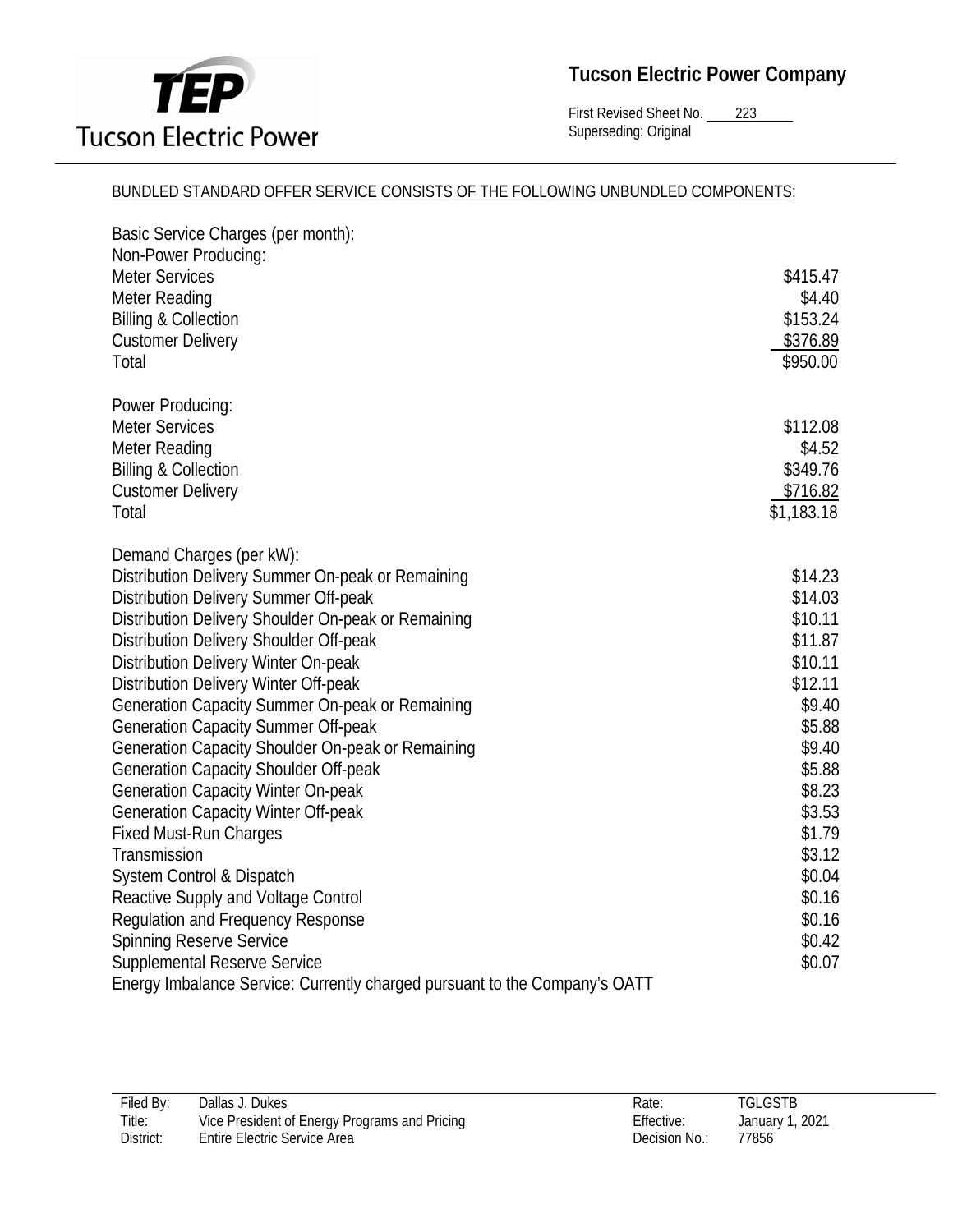BUNDLED STANDARD OFFER SERVICE CONSISTS OF THE FOLLOWING UNBUNDLED COMPONENTS:

| Basic Service Charges (per month): | |
|---|---|
| Non-Power Producing: | |
| Meter Services | $415.47 |
| Meter Reading | $4.40 |
| Billing & Collection | $153.24 |
| Customer Delivery | $376.89 |
| Total | $950.00 |
| | |
| Power Producing: | |
| Meter Services | $112.08 |
| Meter Reading | $4.52 |
| Billing & Collection | $349.76 |
| Customer Delivery | $716.82 |
| Total | $1,183.18 |

| Demand Charges (per kW): | |
|---|---|
| Distribution Delivery Summer On-peak or Remaining | $14.23 |
| Distribution Delivery Summer Off-peak | $14.03 |
| Distribution Delivery Shoulder On-peak or Remaining | $10.11 |
| Distribution Delivery Shoulder Off-peak | $11.87 |
| Distribution Delivery Winter On-peak | $10.11 |
| Distribution Delivery Winter Off-peak | $12.11 |
| Generation Capacity Summer On-peak or Remaining | $9.40 |
| Generation Capacity Summer Off-peak | $5.88 |
| Generation Capacity Shoulder On-peak or Remaining | $9.40 |
| Generation Capacity Shoulder Off-peak | $5.88 |
| Generation Capacity Winter On-peak | $8.23 |
| Generation Capacity Winter Off-peak | $3.53 |
| Fixed Must-Run Charges | $1.79 |
| Transmission | $3.12 |
| System Control & Dispatch | $0.04 |
| Reactive Supply and Voltage Control | $0.16 |
| Regulation and Frequency Response | $0.16 |
| Spinning Reserve Service | $0.42 |
| Supplemental Reserve Service | $0.07 |

Energy Imbalance Service: Currently charged pursuant to the Company's OATT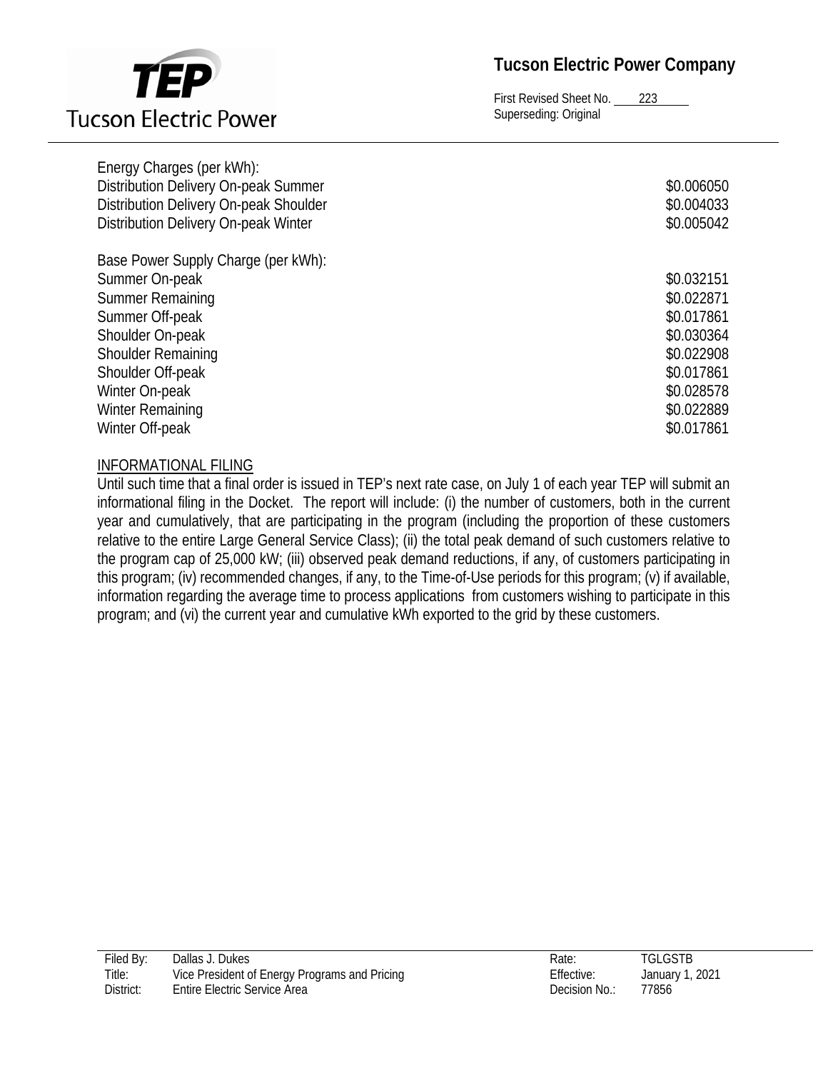| | |
|---|---|
| Energy Charges (per kWh): | |
| Distribution Delivery On-peak Summer | $0.006050 |
| Distribution Delivery On-peak Shoulder | $0.004033 |
| Distribution Delivery On-peak Winter | $0.005042 |
| | |
| Base Power Supply Charge (per kWh): | |
| Summer On-peak | $0.032151 |
| Summer Remaining | $0.022871 |
| Summer Off-peak | $0.017861 |
| Shoulder On-peak | $0.030364 |
| Shoulder Remaining | $0.022908 |
| Shoulder Off-peak | $0.017861 |
| Winter On-peak | $0.028578 |
| Winter Remaining | $0.022889 |
| Winter Off-peak | $0.017861 |

## INFORMATIONAL FILING

Until such time that a final order is issued in TEP's next rate case, on July 1 of each year TEP will submit an informational filing in the Docket. The report will include: (i) the number of customers, both in the current year and cumulatively, that are participating in the program (including the proportion of these customers relative to the entire Large General Service Class); (ii) the total peak demand of such customers relative to the program cap of 25,000 kW; (iii) observed peak demand reductions, if any, of customers participating in this program; (iv) recommended changes, if any, to the Time-of-Use periods for this program; (v) if available, information regarding the average time to process applications from customers wishing to participate in this program; and (vi) the current year and cumulative kWh exported to the grid by these customers.